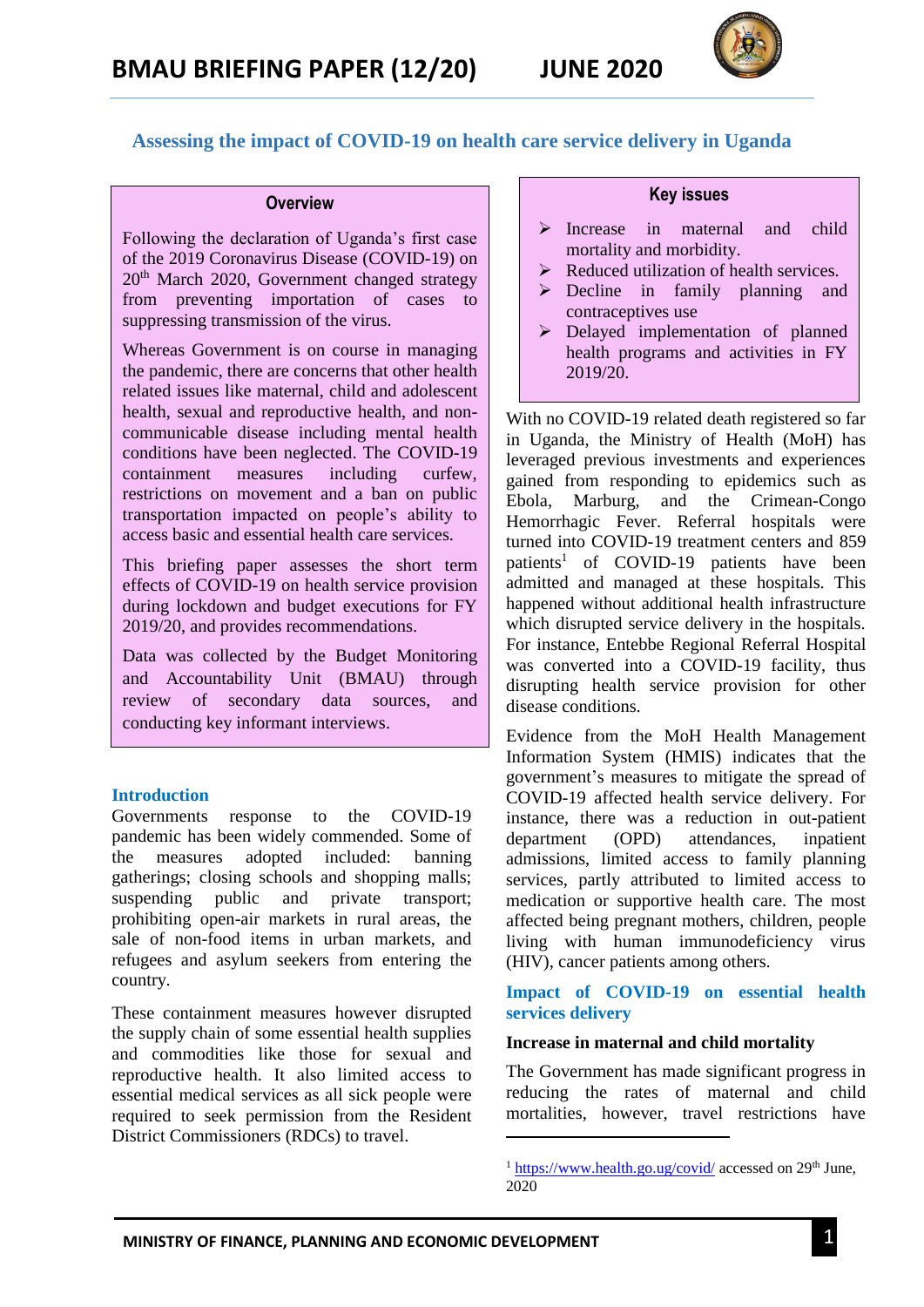# BMAU BRIEFING PAPER (12/20) JUNE 2020

## Assessing the impact of COVID-19 on health care service delivery in Uganda

### Overview

Following the declaration of Uganda's first case of the 2019 Coronavirus Disease (COVID-19) on 20th March 2020, Government changed strategy from preventing importation of cases to suppressing transmission of the virus.

Whereas Government is on course in managing the pandemic, there are concerns that other health related issues like maternal, child and adolescent health, sexual and reproductive health, and non-communicable disease including mental health conditions have been neglected. The COVID-19 containment measures including curfew, restrictions on movement and a ban on public transportation impacted on people's ability to access basic and essential health care services.

This briefing paper assesses the short term effects of COVID-19 on health service provision during lockdown and budget executions for FY 2019/20, and provides recommendations.

Data was collected by the Budget Monitoring and Accountability Unit (BMAU) through review of secondary data sources, and conducting key informant interviews.

### Key issues

- Increase in maternal and child mortality and morbidity.
- Reduced utilization of health services.
- Decline in family planning and contraceptives use
- Delayed implementation of planned health programs and activities in FY 2019/20.

### Introduction

Governments response to the COVID-19 pandemic has been widely commended. Some of the measures adopted included: banning gatherings; closing schools and shopping malls; suspending public and private transport; prohibiting open-air markets in rural areas, the sale of non-food items in urban markets, and refugees and asylum seekers from entering the country.

These containment measures however disrupted the supply chain of some essential health supplies and commodities like those for sexual and reproductive health. It also limited access to essential medical services as all sick people were required to seek permission from the Resident District Commissioners (RDCs) to travel.

With no COVID-19 related death registered so far in Uganda, the Ministry of Health (MoH) has leveraged previous investments and experiences gained from responding to epidemics such as Ebola, Marburg, and the Crimean-Congo Hemorrhagic Fever. Referral hospitals were turned into COVID-19 treatment centers and 859 patients[1] of COVID-19 patients have been admitted and managed at these hospitals. This happened without additional health infrastructure which disrupted service delivery in the hospitals. For instance, Entebbe Regional Referral Hospital was converted into a COVID-19 facility, thus disrupting health service provision for other disease conditions.

Evidence from the MoH Health Management Information System (HMIS) indicates that the government's measures to mitigate the spread of COVID-19 affected health service delivery. For instance, there was a reduction in out-patient department (OPD) attendances, inpatient admissions, limited access to family planning services, partly attributed to limited access to medication or supportive health care. The most affected being pregnant mothers, children, people living with human immunodeficiency virus (HIV), cancer patients among others.

### Impact of COVID-19 on essential health services delivery

#### Increase in maternal and child mortality

The Government has made significant progress in reducing the rates of maternal and child mortalities, however, travel restrictions have

[1] https://www.health.go.ug/covid/ accessed on 29th June, 2020

MINISTRY OF FINANCE, PLANNING AND ECONOMIC DEVELOPMENT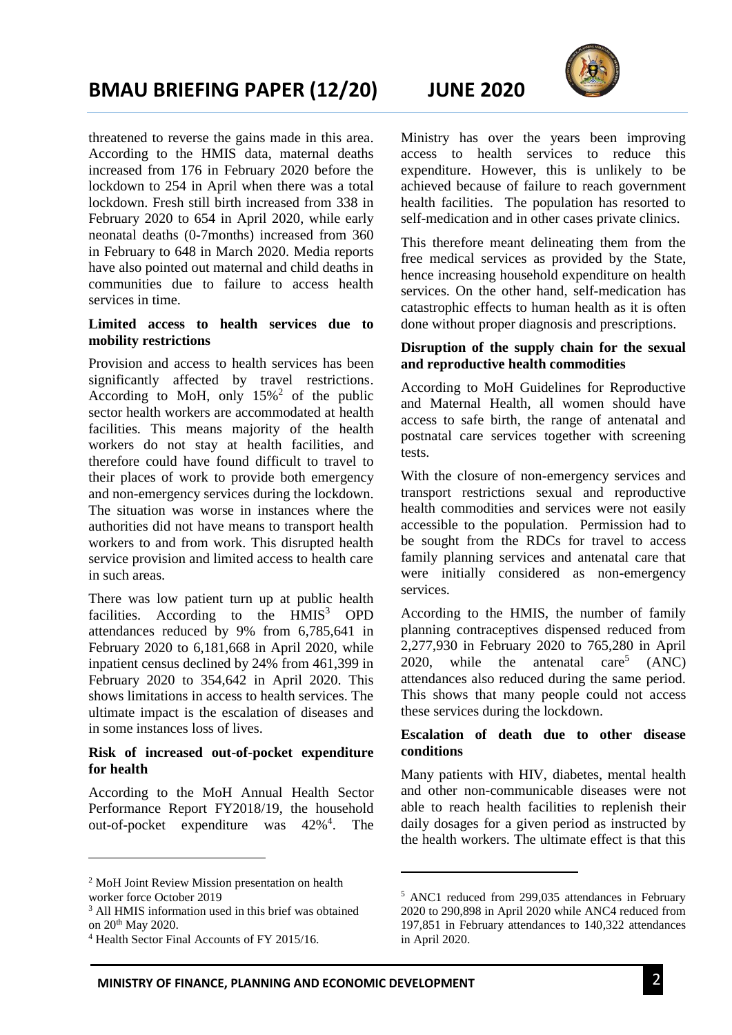threatened to reverse the gains made in this area. According to the HMIS data, maternal deaths increased from 176 in February 2020 before the lockdown to 254 in April when there was a total lockdown. Fresh still birth increased from 338 in February 2020 to 654 in April 2020, while early neonatal deaths (0-7months) increased from 360 in February to 648 in March 2020. Media reports have also pointed out maternal and child deaths in communities due to failure to access health services in time.

**Limited access to health services due to mobility restrictions**

Provision and access to health services has been significantly affected by travel restrictions. According to MoH, only 15%[2] of the public sector health workers are accommodated at health facilities. This means majority of the health workers do not stay at health facilities, and therefore could have found difficult to travel to their places of work to provide both emergency and non-emergency services during the lockdown. The situation was worse in instances where the authorities did not have means to transport health workers to and from work. This disrupted health service provision and limited access to health care in such areas.

There was low patient turn up at public health facilities. According to the HMIS[3] OPD attendances reduced by 9% from 6,785,641 in February 2020 to 6,181,668 in April 2020, while inpatient census declined by 24% from 461,399 in February 2020 to 354,642 in April 2020. This shows limitations in access to health services. The ultimate impact is the escalation of diseases and in some instances loss of lives.

**Risk of increased out-of-pocket expenditure for health**

According to the MoH Annual Health Sector Performance Report FY2018/19, the household out-of-pocket expenditure was 42%[4]. The Ministry has over the years been improving access to health services to reduce this expenditure. However, this is unlikely to be achieved because of failure to reach government health facilities. The population has resorted to self-medication and in other cases private clinics.

This therefore meant delineating them from the free medical services as provided by the State, hence increasing household expenditure on health services. On the other hand, self-medication has catastrophic effects to human health as it is often done without proper diagnosis and prescriptions.

**Disruption of the supply chain for the sexual and reproductive health commodities**

According to MoH Guidelines for Reproductive and Maternal Health, all women should have access to safe birth, the range of antenatal and postnatal care services together with screening tests.

With the closure of non-emergency services and transport restrictions sexual and reproductive health commodities and services were not easily accessible to the population. Permission had to be sought from the RDCs for travel to access family planning services and antenatal care that were initially considered as non-emergency services.

According to the HMIS, the number of family planning contraceptives dispensed reduced from 2,277,930 in February 2020 to 765,280 in April 2020, while the antenatal care[5] (ANC) attendances also reduced during the same period. This shows that many people could not access these services during the lockdown.

**Escalation of death due to other disease conditions**

Many patients with HIV, diabetes, mental health and other non-communicable diseases were not able to reach health facilities to replenish their daily dosages for a given period as instructed by the health workers. The ultimate effect is that this

---

[2] MoH Joint Review Mission presentation on health worker force October 2019

[3] All HMIS information used in this brief was obtained on 20th May 2020.

[4] Health Sector Final Accounts of FY 2015/16.

[5] ANC1 reduced from 299,035 attendances in February 2020 to 290,898 in April 2020 while ANC4 reduced from 197,851 in February attendances to 140,322 attendances in April 2020.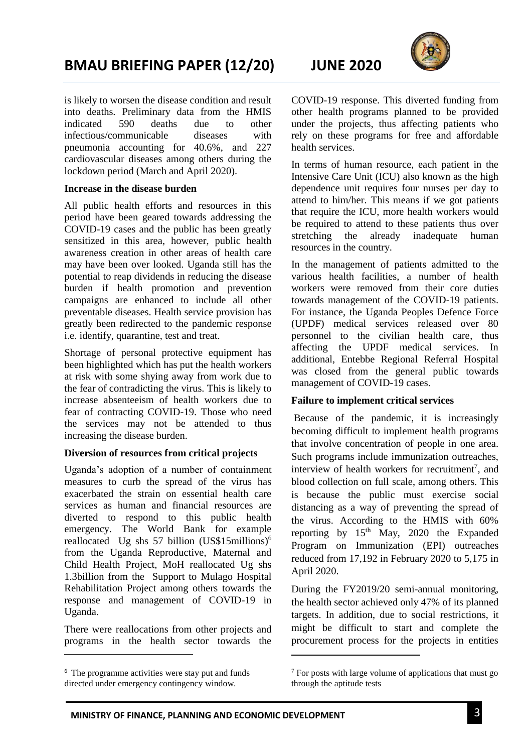is likely to worsen the disease condition and result into deaths. Preliminary data from the HMIS indicated 590 deaths due to other infectious/communicable diseases with pneumonia accounting for 40.6%, and 227 cardiovascular diseases among others during the lockdown period (March and April 2020).

**Increase in the disease burden**

All public health efforts and resources in this period have been geared towards addressing the COVID-19 cases and the public has been greatly sensitized in this area, however, public health awareness creation in other areas of health care may have been over looked. Uganda still has the potential to reap dividends in reducing the disease burden if health promotion and prevention campaigns are enhanced to include all other preventable diseases. Health service provision has greatly been redirected to the pandemic response i.e. identify, quarantine, test and treat.

Shortage of personal protective equipment has been highlighted which has put the health workers at risk with some shying away from work due to the fear of contradicting the virus. This is likely to increase absenteeism of health workers due to fear of contracting COVID-19. Those who need the services may not be attended to thus increasing the disease burden.

**Diversion of resources from critical projects**

Uganda's adoption of a number of containment measures to curb the spread of the virus has exacerbated the strain on essential health care services as human and financial resources are diverted to respond to this public health emergency. The World Bank for example reallocated Ug shs 57 billion (US$15millions)[6] from the Uganda Reproductive, Maternal and Child Health Project, MoH reallocated Ug shs 1.3billion from the Support to Mulago Hospital Rehabilitation Project among others towards the response and management of COVID-19 in Uganda.

There were reallocations from other projects and programs in the health sector towards the COVID-19 response. This diverted funding from other health programs planned to be provided under the projects, thus affecting patients who rely on these programs for free and affordable health services.

In terms of human resource, each patient in the Intensive Care Unit (ICU) also known as the high dependence unit requires four nurses per day to attend to him/her. This means if we got patients that require the ICU, more health workers would be required to attend to these patients thus over stretching the already inadequate human resources in the country.

In the management of patients admitted to the various health facilities, a number of health workers were removed from their core duties towards management of the COVID-19 patients. For instance, the Uganda Peoples Defence Force (UPDF) medical services released over 80 personnel to the civilian health care, thus affecting the UPDF medical services. In additional, Entebbe Regional Referral Hospital was closed from the general public towards management of COVID-19 cases.

**Failure to implement critical services**

Because of the pandemic, it is increasingly becoming difficult to implement health programs that involve concentration of people in one area. Such programs include immunization outreaches, interview of health workers for recruitment[7], and blood collection on full scale, among others. This is because the public must exercise social distancing as a way of preventing the spread of the virus. According to the HMIS with 60% reporting by 15th May, 2020 the Expanded Program on Immunization (EPI) outreaches reduced from 17,192 in February 2020 to 5,175 in April 2020.

During the FY2019/20 semi-annual monitoring, the health sector achieved only 47% of its planned targets. In addition, due to social restrictions, it might be difficult to start and complete the procurement process for the projects in entities

---

[6] The programme activities were stay put and funds directed under emergency contingency window.

[7] For posts with large volume of applications that must go through the aptitude tests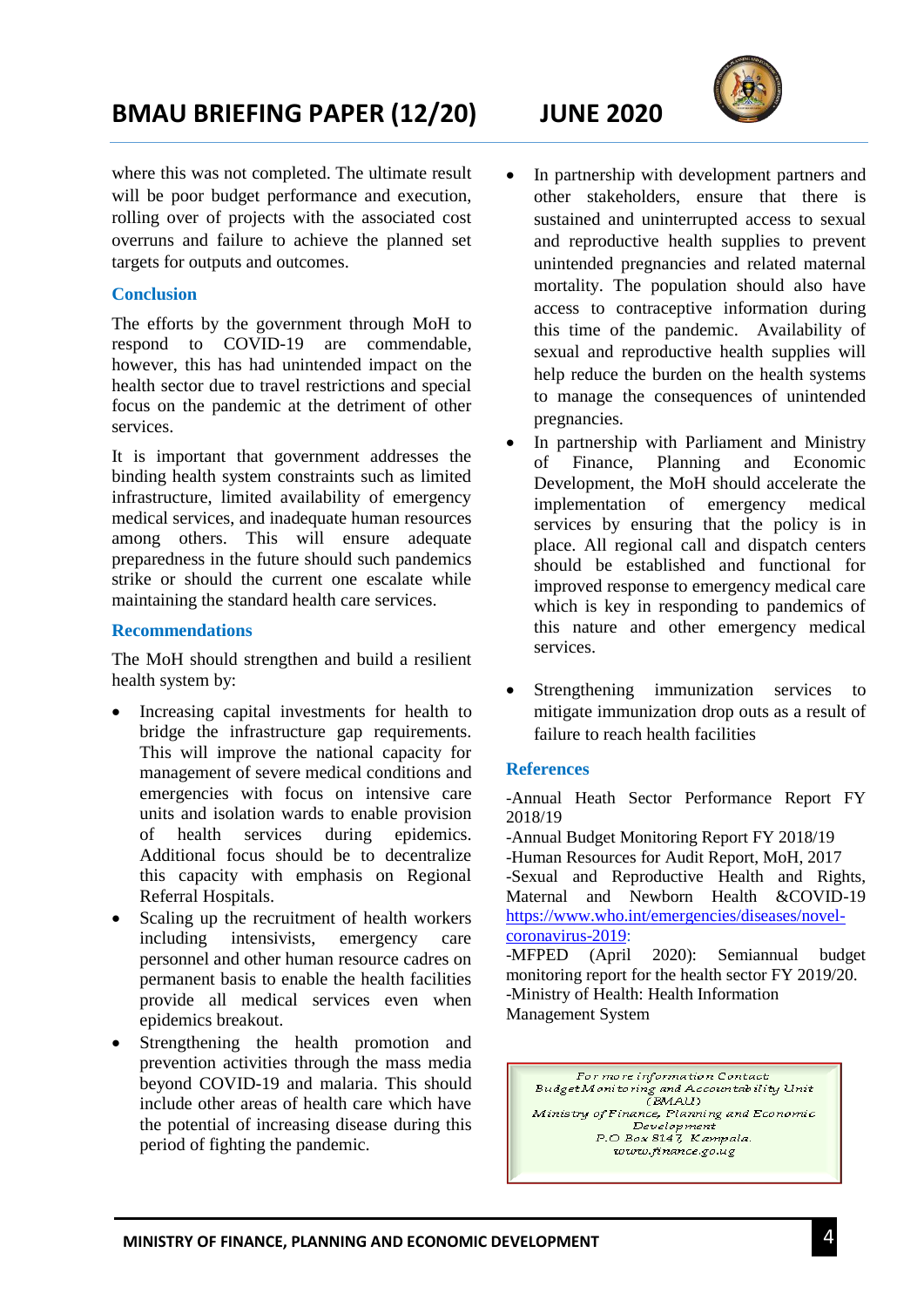where this was not completed. The ultimate result will be poor budget performance and execution, rolling over of projects with the associated cost overruns and failure to achieve the planned set targets for outputs and outcomes.

## Conclusion

The efforts by the government through MoH to respond to COVID-19 are commendable, however, this has had unintended impact on the health sector due to travel restrictions and special focus on the pandemic at the detriment of other services.

It is important that government addresses the binding health system constraints such as limited infrastructure, limited availability of emergency medical services, and inadequate human resources among others. This will ensure adequate preparedness in the future should such pandemics strike or should the current one escalate while maintaining the standard health care services.

## Recommendations

The MoH should strengthen and build a resilient health system by:

- Increasing capital investments for health to bridge the infrastructure gap requirements. This will improve the national capacity for management of severe medical conditions and emergencies with focus on intensive care units and isolation wards to enable provision of health services during epidemics. Additional focus should be to decentralize this capacity with emphasis on Regional Referral Hospitals.
- Scaling up the recruitment of health workers including intensivists, emergency care personnel and other human resource cadres on permanent basis to enable the health facilities provide all medical services even when epidemics breakout.
- Strengthening the health promotion and prevention activities through the mass media beyond COVID-19 and malaria. This should include other areas of health care which have the potential of increasing disease during this period of fighting the pandemic.
- In partnership with development partners and other stakeholders, ensure that there is sustained and uninterrupted access to sexual and reproductive health supplies to prevent unintended pregnancies and related maternal mortality. The population should also have access to contraceptive information during this time of the pandemic. Availability of sexual and reproductive health supplies will help reduce the burden on the health systems to manage the consequences of unintended pregnancies.
- In partnership with Parliament and Ministry of Finance, Planning and Economic Development, the MoH should accelerate the implementation of emergency medical services by ensuring that the policy is in place. All regional call and dispatch centers should be established and functional for improved response to emergency medical care which is key in responding to pandemics of this nature and other emergency medical services.
- Strengthening immunization services to mitigate immunization drop outs as a result of failure to reach health facilities

## References

-Annual Heath Sector Performance Report FY 2018/19

-Annual Budget Monitoring Report FY 2018/19

-Human Resources for Audit Report, MoH, 2017

-Sexual and Reproductive Health and Rights, Maternal and Newborn Health &COVID-19 https://www.who.int/emergencies/diseases/novel-coronavirus-2019:

-MFPED (April 2020): Semiannual budget monitoring report for the health sector FY 2019/20.

-Ministry of Health: Health Information Management System

For more information Contact
Budget Monitoring and Accountability Unit (BMAU)
Ministry of Finance, Planning and Economic Development
P.O Box 8147, Kampala.
www.finance.go.ug